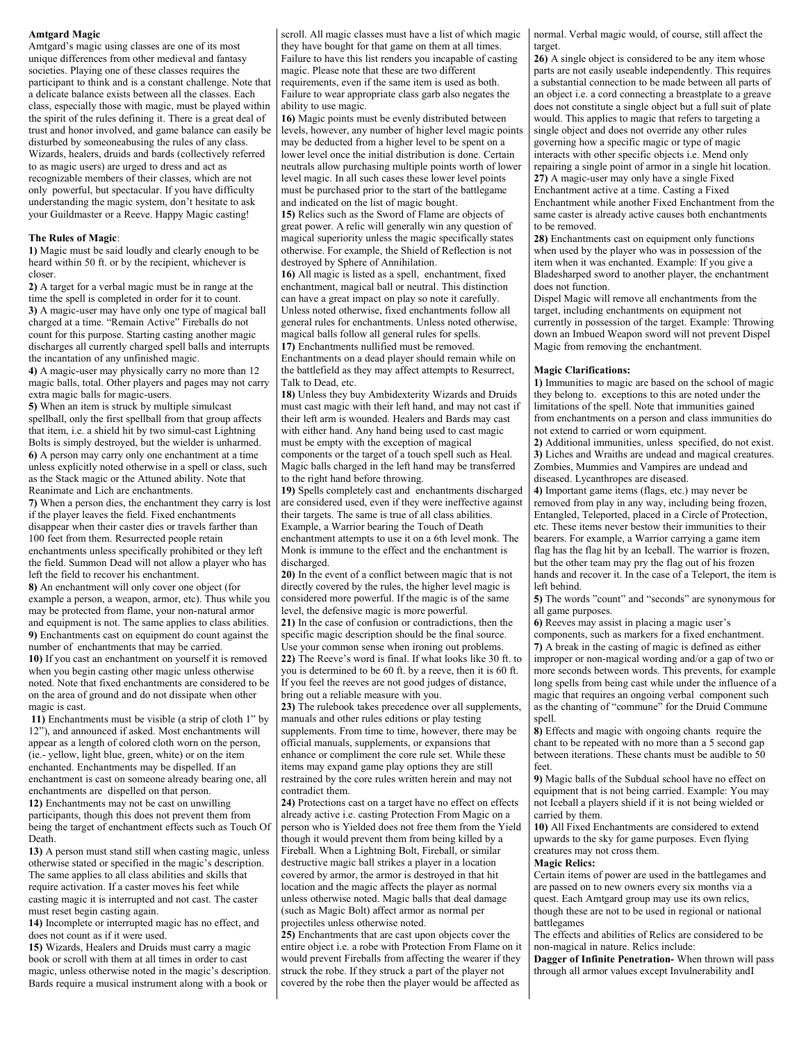**Amtgard Magic**

Amtgard's magic using classes are one of its most unique differences from other medieval and fantasy societies. Playing one of these classes requires the participant to think and is a constant challenge. Note that a delicate balance exists between all the classes. Each class, especially those with magic, must be played within the spirit of the rules defining it. There is a great deal of trust and honor involved, and game balance can easily be disturbed by someoneabusing the rules of any class. Wizards, healers, druids and bards (collectively referred to as magic users) are urged to dress and act as recognizable members of their classes, which are not only powerful, but spectacular. If you have difficulty understanding the magic system, don't hesitate to ask your Guildmaster or a Reeve. Happy Magic casting!

**The Rules of Magic**:

**1)** Magic must be said loudly and clearly enough to be heard within 50 ft. or by the recipient, whichever is closer.

**2)** A target for a verbal magic must be in range at the time the spell is completed in order for it to count.

**3)** A magic-user may have only one type of magical ball charged at a time. "Remain Active" Fireballs do not count for this purpose. Starting casting another magic discharges all currently charged spell balls and interrupts the incantation of any unfinished magic.

**4)** A magic-user may physically carry no more than 12 magic balls, total. Other players and pages may not carry extra magic balls for magic-users.

**5)** When an item is struck by multiple simulcast spellball, only the first spellball from that group affects that item, i.e. a shield hit by two simul-cast Lightning Bolts is simply destroyed, but the wielder is unharmed.

**6)** A person may carry only one enchantment at a time unless explicitly noted otherwise in a spell or class, such as the Stack magic or the Attuned ability. Note that Reanimate and Lich are enchantments.

**7)** When a person dies, the enchantment they carry is lost if the player leaves the field. Fixed enchantments disappear when their caster dies or travels farther than 100 feet from them. Resurrected people retain enchantments unless specifically prohibited or they left the field. Summon Dead will not allow a player who has left the field to recover his enchantment.

**8)** An enchantment will only cover one object (for example a person, a weapon, armor, etc). Thus while you may be protected from flame, your non-natural armor and equipment is not. The same applies to class abilities.

**9)** Enchantments cast on equipment do count against the number of enchantments that may be carried.

**10)** If you cast an enchantment on yourself it is removed when you begin casting other magic unless otherwise noted. Note that fixed enchantments are considered to be on the area of ground and do not dissipate when other magic is cast.

**11)** Enchantments must be visible (a strip of cloth 1" by 12"), and announced if asked. Most enchantments will appear as a length of colored cloth worn on the person, (ie.- yellow, light blue, green, white) or on the item enchanted. Enchantments may be dispelled. If an enchantment is cast on someone already bearing one, all enchantments are dispelled on that person.

**12)** Enchantments may not be cast on unwilling participants, though this does not prevent them from being the target of enchantment effects such as Touch Of Death.

**13)** A person must stand still when casting magic, unless otherwise stated or specified in the magic's description. The same applies to all class abilities and skills that require activation. If a caster moves his feet while casting magic it is interrupted and not cast. The caster must reset begin casting again.

**14)** Incomplete or interrupted magic has no effect, and does not count as if it were used.

**15)** Wizards, Healers and Druids must carry a magic book or scroll with them at all times in order to cast magic, unless otherwise noted in the magic's description. Bards require a musical instrument along with a book or scroll. All magic classes must have a list of which magic they have bought for that game on them at all times. Failure to have this list renders you incapable of casting magic. Please note that these are two different requirements, even if the same item is used as both. Failure to wear appropriate class garb also negates the ability to use magic.

**16)** Magic points must be evenly distributed between levels, however, any number of higher level magic points may be deducted from a higher level to be spent on a lower level once the initial distribution is done. Certain neutrals allow purchasing multiple points worth of lower level magic. In all such cases these lower level points must be purchased prior to the start of the battlegame and indicated on the list of magic bought.

**15)** Relics such as the Sword of Flame are objects of great power. A relic will generally win any question of magical superiority unless the magic specifically states otherwise. For example, the Shield of Reflection is not destroyed by Sphere of Annihilation.

**16)** All magic is listed as a spell, enchantment, fixed enchantment, magical ball or neutral. This distinction can have a great impact on play so note it carefully. Unless noted otherwise, fixed enchantments follow all general rules for enchantments. Unless noted otherwise, magical balls follow all general rules for spells.

**17)** Enchantments nullified must be removed. Enchantments on a dead player should remain while on the battlefield as they may affect attempts to Resurrect, Talk to Dead, etc.

**18)** Unless they buy Ambidexterity Wizards and Druids must cast magic with their left hand, and may not cast if their left arm is wounded. Healers and Bards may cast with either hand. Any hand being used to cast magic must be empty with the exception of magical components or the target of a touch spell such as Heal. Magic balls charged in the left hand may be transferred to the right hand before throwing.

**19)** Spells completely cast and enchantments discharged are considered used, even if they were ineffective against their targets. The same is true of all class abilities. Example, a Warrior bearing the Touch of Death enchantment attempts to use it on a 6th level monk. The Monk is immune to the effect and the enchantment is discharged.

**20)** In the event of a conflict between magic that is not directly covered by the rules, the higher level magic is considered more powerful. If the magic is of the same level, the defensive magic is more powerful.

**21)** In the case of confusion or contradictions, then the specific magic description should be the final source. Use your common sense when ironing out problems.

**22)** The Reeve's word is final. If what looks like 30 ft. to you is determined to be 60 ft. by a reeve, then it is 60 ft. If you feel the reeves are not good judges of distance, bring out a reliable measure with you.

**23)** The rulebook takes precedence over all supplements, manuals and other rules editions or play testing supplements. From time to time, however, there may be official manuals, supplements, or expansions that enhance or compliment the core rule set. While these items may expand game play options they are still restrained by the core rules written herein and may not contradict them.

**24)** Protections cast on a target have no effect on effects already active i.e. casting Protection From Magic on a person who is Yielded does not free them from the Yield though it would prevent them from being killed by a Fireball. When a Lightning Bolt, Fireball, or similar destructive magic ball strikes a player in a location covered by armor, the armor is destroyed in that hit location and the magic affects the player as normal unless otherwise noted. Magic balls that deal damage (such as Magic Bolt) affect armor as normal per projectiles unless otherwise noted.

**25)** Enchantments that are cast upon objects cover the entire object i.e. a robe with Protection From Flame on it would prevent Fireballs from affecting the wearer if they struck the robe. If they struck a part of the player not covered by the robe then the player would be affected as normal. Verbal magic would, of course, still affect the target.

**26)** A single object is considered to be any item whose parts are not easily useable independently. This requires a substantial connection to be made between all parts of an object i.e. a cord connecting a breastplate to a greave does not constitute a single object but a full suit of plate would. This applies to magic that refers to targeting a single object and does not override any other rules governing how a specific magic or type of magic interacts with other specific objects i.e. Mend only repairing a single point of armor in a single hit location.

**27)** A magic-user may only have a single Fixed Enchantment active at a time. Casting a Fixed Enchantment while another Fixed Enchantment from the same caster is already active causes both enchantments to be removed.

**28)** Enchantments cast on equipment only functions when used by the player who was in possession of the item when it was enchanted. Example: If you give a Bladesharped sword to another player, the enchantment does not function.

Dispel Magic will remove all enchantments from the target, including enchantments on equipment not currently in possession of the target. Example: Throwing down an Imbued Weapon sword will not prevent Dispel Magic from removing the enchantment.

**Magic Clarifications:**

**1)** Immunities to magic are based on the school of magic they belong to. exceptions to this are noted under the limitations of the spell. Note that immunities gained from enchantments on a person and class immunities do not extend to carried or worn equipment.

**2)** Additional immunities, unless specified, do not exist.

**3)** Liches and Wraiths are undead and magical creatures. Zombies, Mummies and Vampires are undead and diseased. Lycanthropes are diseased.

**4)** Important game items (flags, etc.) may never be removed from play in any way, including being frozen, Entangled, Teleported, placed in a Circle of Protection, etc. These items never bestow their immunities to their bearers. For example, a Warrior carrying a game item flag has the flag hit by an Iceball. The warrior is frozen, but the other team may pry the flag out of his frozen hands and recover it. In the case of a Teleport, the item is left behind.

**5)** The words "count" and "seconds" are synonymous for all game purposes.

**6)** Reeves may assist in placing a magic user's components, such as markers for a fixed enchantment.

**7)** A break in the casting of magic is defined as either improper or non-magical wording and/or a gap of two or more seconds between words. This prevents, for example long spells from being cast while under the influence of a magic that requires an ongoing verbal component such as the chanting of "commune" for the Druid Commune spell.

**8)** Effects and magic with ongoing chants require the chant to be repeated with no more than a 5 second gap between iterations. These chants must be audible to 50 feet.

**9)** Magic balls of the Subdual school have no effect on equipment that is not being carried. Example: You may not Iceball a players shield if it is not being wielded or carried by them.

**10)** All Fixed Enchantments are considered to extend upwards to the sky for game purposes. Even flying creatures may not cross them.

**Magic Relics:**

Certain items of power are used in the battlegames and are passed on to new owners every six months via a quest. Each Amtgard group may use its own relics, though these are not to be used in regional or national battlegames

The effects and abilities of Relics are considered to be non-magical in nature. Relics include:

**Dagger of Infinite Penetration-** When thrown will pass through all armor values except Invulnerability andI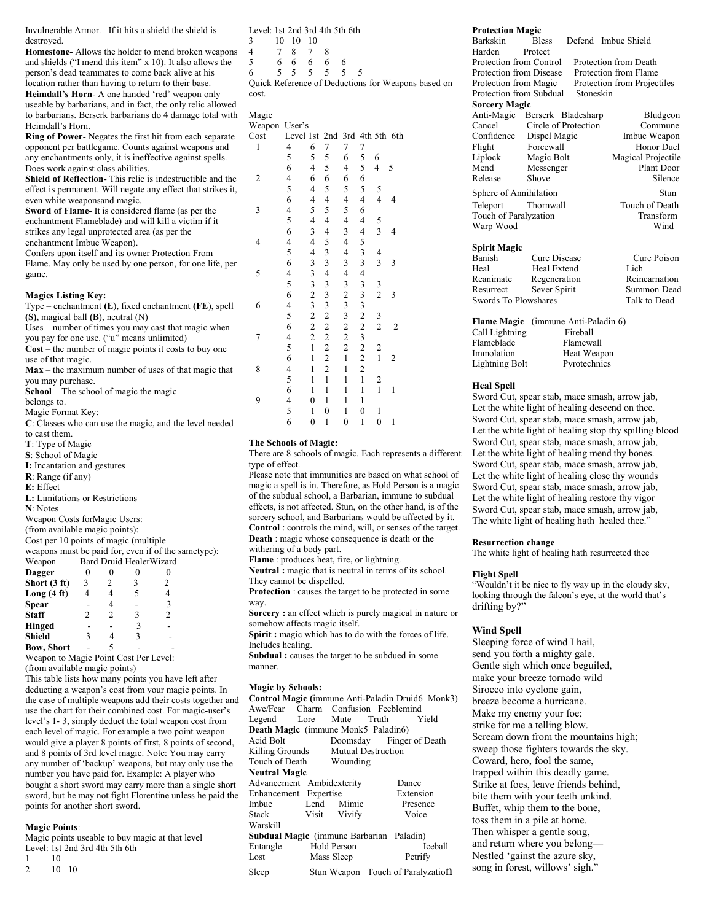Invulnerable Armor. If it hits a shield the shield is destroyed.

**Homestone-** Allows the holder to mend broken weapons and shields ("I mend this item" x 10). It also allows the person's dead teammates to come back alive at his location rather than having to return to their base.

**Heimdall's Horn**- A one handed 'red' weapon only useable by barbarians, and in fact, the only relic allowed to barbarians. Berserk barbarians do 4 damage total with Heimdall's Horn.

**Ring of Power**- Negates the first hit from each separate opponent per battlegame. Counts against weapons and any enchantments only, it is ineffective against spells. Does work against class abilities.

**Shield of Reflection**- This relic is indestructible and the effect is permanent. Will negate any effect that strikes it, even white weaponsand magic.

**Sword of Flame-** It is considered flame (as per the enchantment Flameblade) and will kill a victim if it strikes any legal unprotected area (as per the enchantment Imbue Weapon).

Confers upon itself and its owner Protection From Flame. May only be used by one person, for one life, per game.

**Magics Listing Key:**

Type – enchantment **(E)**, fixed enchantment **(FE)**, spell **(S),** magical ball **(B)**, neutral (N)

Uses – number of times you may cast that magic when you pay for one use. ("u" means unlimited)

Cost – the number of magic points it costs to buy one use of that magic.

**Max** – the maximum number of uses of that magic that you may purchase.

**School** – The school of magic the magic belongs to.

Magic Format Key:

**C**: Classes who can use the magic, and the level needed to cast them.

**T**: Type of Magic

**S**: School of Magic

**I:** Incantation and gestures

**R**: Range (if any)

**E:** Effect

**L:** Limitations or Restrictions

**N**: Notes

Weapon Costs forMagic Users:

(from available magic points):

Cost per 10 points of magic (multiple weapons must be paid for, even if of the sametype):

| Weapon | Bard | Druid | Healer | Wizard |
|---|---|---|---|---|
| **Dagger** | 0 | 0 | 0 | 0 |
| **Short (3 ft)** | 3 | 2 | 3 | 2 |
| **Long (4 ft)** | 4 | 4 | 5 | 4 |
| **Spear** | - | 4 | - | 3 |
| **Staff** | 2 | 2 | 3 | 2 |
| **Hinged** | - | - | 3 | - |
| **Shield** | 3 | 4 | 3 | - |
| **Bow, Short** | - | 5 | - | - |

Weapon to Magic Point Cost Per Level:

(from available magic points)

This table lists how many points you have left after deducting a weapon's cost from your magic points. In the case of multiple weapons add their costs together and use the chart for their combined cost. For magic-user's level's 1- 3, simply deduct the total weapon cost from each level of magic. For example a two point weapon would give a player 8 points of first, 8 points of second, and 8 points of 3rd level magic. Note: You may carry any number of 'backup' weapons, but may only use the number you have paid for. Example: A player who bought a short sword may carry more than a single short sword, but he may not fight Florentine unless he paid the points for another short sword.

**Magic Points**:

Magic points useable to buy magic at that level

| Level: | 1st | 2nd | 3rd | 4th | 5th | 6th |
|---|---|---|---|---|---|---|
| 1 | 10 | | | | | |
| 2 | 10 | 10 | | | | |
| 3 | 10 | 10 | 10 | | | |
| 4 | 7 | 8 | 7 | 8 | | |
| 5 | 6 | 6 | 6 | 6 | 6 | |
| 6 | 5 | 5 | 5 | 5 | 5 | 5 |

Quick Reference of Deductions for Weapons based on cost.

| Magic Weapon Cost | User's Level | 1st | 2nd | 3rd | 4th | 5th | 6th |
|---|---|---|---|---|---|---|---|
| 1 | 4 | 6 | 7 | 7 | 7 | | |
| | 5 | 5 | 5 | 6 | 5 | 6 | |
| | 6 | 4 | 5 | 4 | 5 | 4 | 5 |
| 2 | 4 | 6 | 6 | 6 | 6 | | |
| | 5 | 4 | 5 | 5 | 5 | 5 | |
| | 6 | 4 | 4 | 4 | 4 | 4 | 4 |
| 3 | 4 | 5 | 5 | 5 | 6 | | |
| | 5 | 4 | 4 | 4 | 4 | 5 | |
| | 6 | 3 | 4 | 3 | 4 | 3 | 4 |
| 4 | 4 | 4 | 5 | 4 | 5 | | |
| | 5 | 4 | 3 | 4 | 3 | 4 | |
| | 6 | 3 | 3 | 3 | 3 | 3 | 3 |
| 5 | 4 | 3 | 4 | 4 | 4 | | |
| | 5 | 3 | 3 | 3 | 3 | 3 | |
| | 6 | 2 | 3 | 2 | 3 | 2 | 3 |
| 6 | 4 | 3 | 3 | 3 | 3 | | |
| | 5 | 2 | 2 | 3 | 2 | 3 | |
| | 6 | 2 | 2 | 2 | 2 | 2 | 2 |
| 7 | 4 | 2 | 2 | 2 | 3 | | |
| | 5 | 1 | 2 | 2 | 2 | 2 | |
| | 6 | 1 | 2 | 1 | 2 | 1 | 2 |
| 8 | 4 | 1 | 2 | 1 | 2 | | |
| | 5 | 1 | 1 | 1 | 1 | 2 | |
| | 6 | 1 | 1 | 1 | 1 | 1 | 1 |
| 9 | 4 | 0 | 1 | 1 | 1 | | |
| | 5 | 1 | 0 | 1 | 0 | 1 | |
| | 6 | 0 | 1 | 0 | 1 | 0 | 1 |

**The Schools of Magic:**

There are 8 schools of magic. Each represents a different type of effect.

Please note that immunities are based on what school of magic a spell is in. Therefore, as Hold Person is a magic of the subdual school, a Barbarian, immune to subdual effects, is not affected. Stun, on the other hand, is of the sorcery school, and Barbarians would be affected by it.

**Control** : controls the mind, will, or senses of the target.

**Death** : magic whose consequence is death or the withering of a body part.

**Flame** : produces heat, fire, or lightning.

**Neutral :** magic that is neutral in terms of its school. They cannot be dispelled.

**Protection** : causes the target to be protected in some way.

**Sorcery :** an effect which is purely magical in nature or somehow affects magic itself.

**Spirit :** magic which has to do with the forces of life. Includes healing.

**Subdual :** causes the target to be subdued in some manner.

**Magic by Schools:**

**Control Magic (**immune Anti-Paladin Druid6 Monk3)
Awe/Fear, Charm, Confusion, Feeblemind, Legend, Lore, Mute, Truth, Yield

**Death Magic** (immune Monk5 Paladin6)
Acid Bolt, Doomsday, Finger of Death, Killing Grounds, Mutual Destruction, Touch of Death, Wounding

**Neutral Magic**
Advancement, Ambidexterity, Dance, Enhancement, Expertise, Extension, Imbue, Lend, Mimic, Presence, Stack, Visit, Vivify, Voice, Warskill

**Subdual Magic** (immune Barbarian Paladin)
Entangle, Hold Person, Iceball, Lost, Mass Sleep, Petrify, Sleep, Stun Weapon, Touch of Paralyzation

**Protection Magic**
Barkskin, Bless, Defend, Imbue Shield, Harden, Protect, Protection from Control, Protection from Death, Protection from Disease, Protection from Flame, Protection from Magic, Protection from Projectiles, Protection from Subdual, Stoneskin

**Sorcery Magic**
Anti-Magic, Berserk, Bladesharp, Bludgeon, Cancel, Circle of Protection, Commune, Confidence, Dispel Magic, Imbue Weapon, Flight, Forcewall, Honor Duel, Liplock, Magic Bolt, Magical Projectile, Mend, Messenger, Plant Door, Release, Shove, Silence, Sphere of Annihilation, Stun, Teleport, Thornwall, Touch of Death, Touch of Paralyzation, Transform, Warp Wood, Wind

**Spirit Magic**
Banish, Cure Disease, Cure Poison, Heal, Heal Extend, Lich, Reanimate, Regeneration, Reincarnation, Resurrect, Sever Spirit, Summon Dead, Swords To Plowshares, Talk to Dead

**Flame Magic** (immune Anti-Paladin 6)
Call Lightning, Fireball, Flameblade, Flamewall, Immolation, Heat Weapon, Lightning Bolt, Pyrotechnics

**Heal Spell**

Sword Cut, spear stab, mace smash, arrow jab,
Let the white light of healing descend on thee.
Sword Cut, spear stab, mace smash, arrow jab,
Let the white light of healing stop thy spilling blood
Sword Cut, spear stab, mace smash, arrow jab,
Let the white light of healing mend thy bones.
Sword Cut, spear stab, mace smash, arrow jab,
Let the white light of healing close thy wounds
Sword Cut, spear stab, mace smash, arrow jab,
Let the white light of healing restore thy vigor
Sword Cut, spear stab, mace smash, arrow jab,
The white light of healing hath healed thee."

**Resurrection change**

The white light of healing hath resurrected thee

**Flight Spell**

"Wouldn't it be nice to fly way up in the cloudy sky, looking through the falcon's eye, at the world that's drifting by?"

**Wind Spell**

Sleeping force of wind I hail,
send you forth a mighty gale.
Gentle sigh which once beguiled,
make your breeze tornado wild
Sirocco into cyclone gain,
breeze become a hurricane.
Make my enemy your foe;
strike for me a telling blow.
Scream down from the mountains high;
sweep those fighters towards the sky.
Coward, hero, fool the same,
trapped within this deadly game.
Strike at foes, leave friends behind,
bite them with your teeth unkind.
Buffet, whip them to the bone,
toss them in a pile at home.
Then whisper a gentle song,
and return where you belong—
Nestled 'gainst the azure sky,
song in forest, willows' sigh."